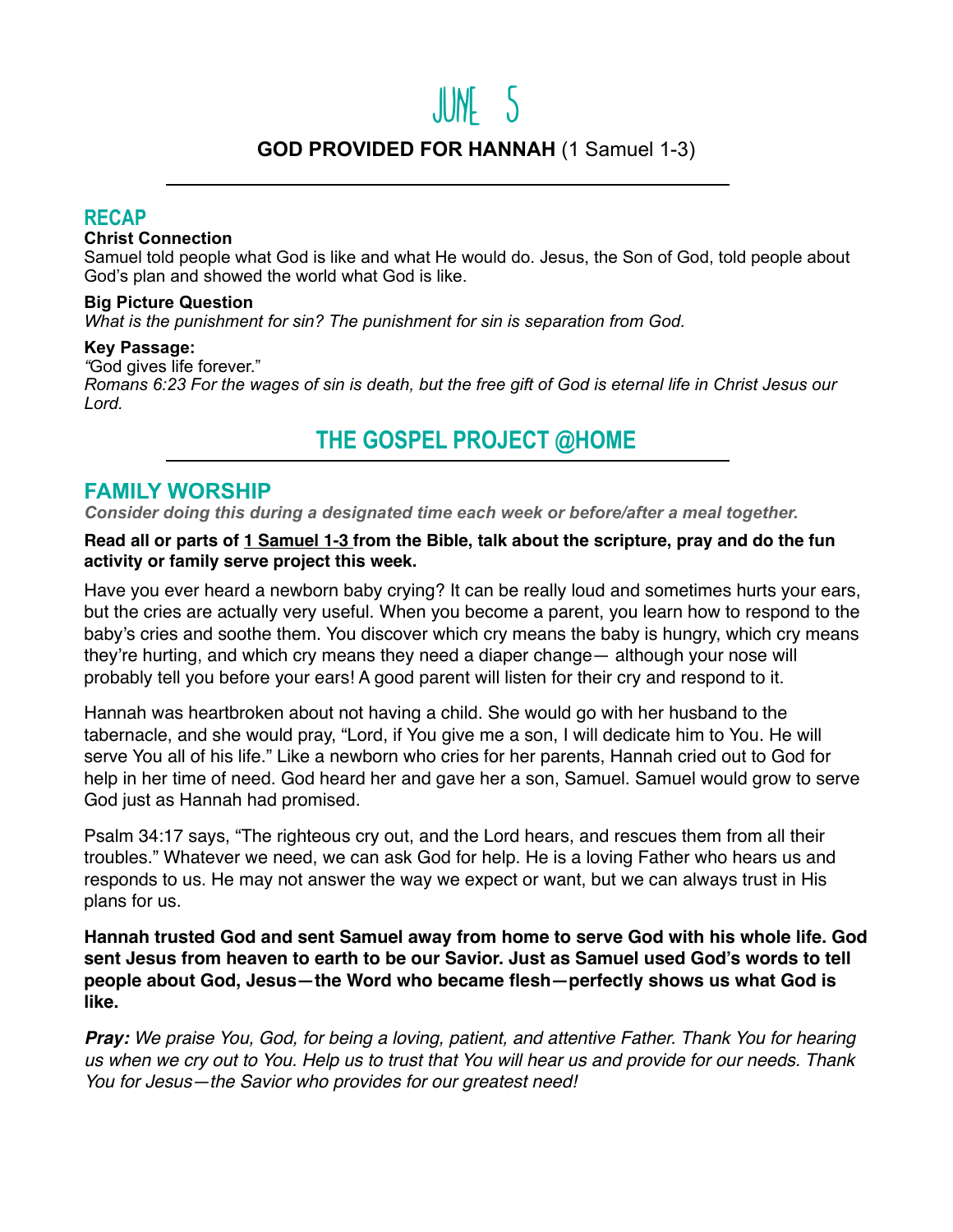# JUNE 5

**GOD PROVIDED FOR HANNAH** (1 Samuel 1-3)

---

## RECAP

**Christ Connection**

Samuel told people what God is like and what He would do. Jesus, the Son of God, told people about God's plan and showed the world what God is like.

**Big Picture Question**

*What is the punishment for sin? The punishment for sin is separation from God.*

**Key Passage:**

"God gives life forever."

*Romans 6:23 For the wages of sin is death, but the free gift of God is eternal life in Christ Jesus our Lord.*

## THE GOSPEL PROJECT @HOME

---

## FAMILY WORSHIP

***Consider doing this during a designated time each week or before/after a meal together.***

**Read all or parts of 1 Samuel 1-3 from the Bible, talk about the scripture, pray and do the fun activity or family serve project this week.**

Have you ever heard a newborn baby crying? It can be really loud and sometimes hurts your ears, but the cries are actually very useful. When you become a parent, you learn how to respond to the baby's cries and soothe them. You discover which cry means the baby is hungry, which cry means they're hurting, and which cry means they need a diaper change— although your nose will probably tell you before your ears! A good parent will listen for their cry and respond to it.

Hannah was heartbroken about not having a child. She would go with her husband to the tabernacle, and she would pray, "Lord, if You give me a son, I will dedicate him to You. He will serve You all of his life." Like a newborn who cries for her parents, Hannah cried out to God for help in her time of need. God heard her and gave her a son, Samuel. Samuel would grow to serve God just as Hannah had promised.

Psalm 34:17 says, "The righteous cry out, and the Lord hears, and rescues them from all their troubles." Whatever we need, we can ask God for help. He is a loving Father who hears us and responds to us. He may not answer the way we expect or want, but we can always trust in His plans for us.

**Hannah trusted God and sent Samuel away from home to serve God with his whole life. God sent Jesus from heaven to earth to be our Savior. Just as Samuel used God's words to tell people about God, Jesus—the Word who became flesh—perfectly shows us what God is like.**

***Pray:*** *We praise You, God, for being a loving, patient, and attentive Father. Thank You for hearing us when we cry out to You. Help us to trust that You will hear us and provide for our needs. Thank You for Jesus—the Savior who provides for our greatest need!*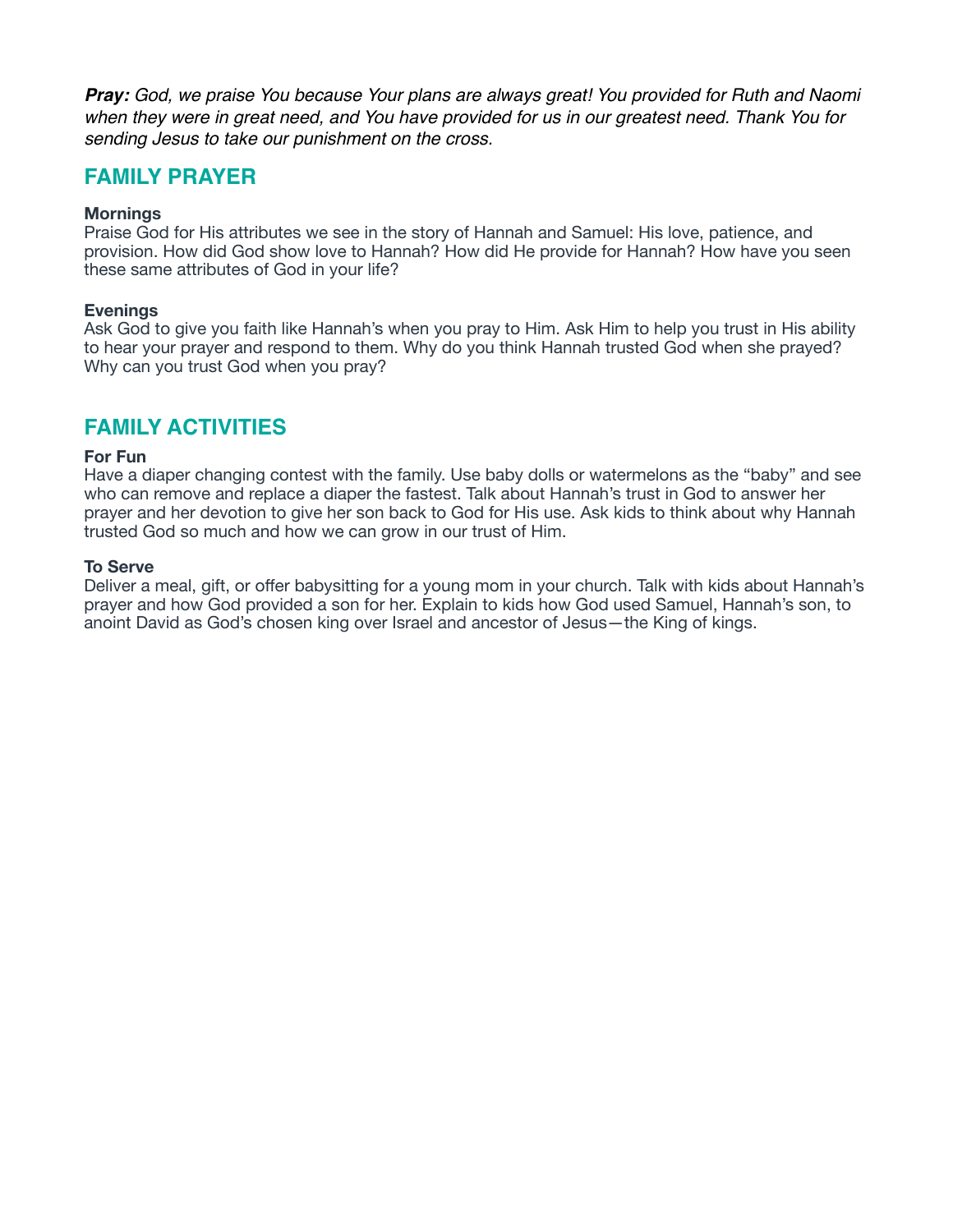***Pray:*** *God, we praise You because Your plans are always great! You provided for Ruth and Naomi when they were in great need, and You have provided for us in our greatest need. Thank You for sending Jesus to take our punishment on the cross.*

## FAMILY PRAYER

**Mornings**
Praise God for His attributes we see in the story of Hannah and Samuel: His love, patience, and provision. How did God show love to Hannah? How did He provide for Hannah? How have you seen these same attributes of God in your life?

**Evenings**
Ask God to give you faith like Hannah's when you pray to Him. Ask Him to help you trust in His ability to hear your prayer and respond to them. Why do you think Hannah trusted God when she prayed? Why can you trust God when you pray?

## FAMILY ACTIVITIES

**For Fun**
Have a diaper changing contest with the family. Use baby dolls or watermelons as the "baby" and see who can remove and replace a diaper the fastest. Talk about Hannah's trust in God to answer her prayer and her devotion to give her son back to God for His use. Ask kids to think about why Hannah trusted God so much and how we can grow in our trust of Him.

**To Serve**
Deliver a meal, gift, or offer babysitting for a young mom in your church. Talk with kids about Hannah's prayer and how God provided a son for her. Explain to kids how God used Samuel, Hannah's son, to anoint David as God's chosen king over Israel and ancestor of Jesus—the King of kings.